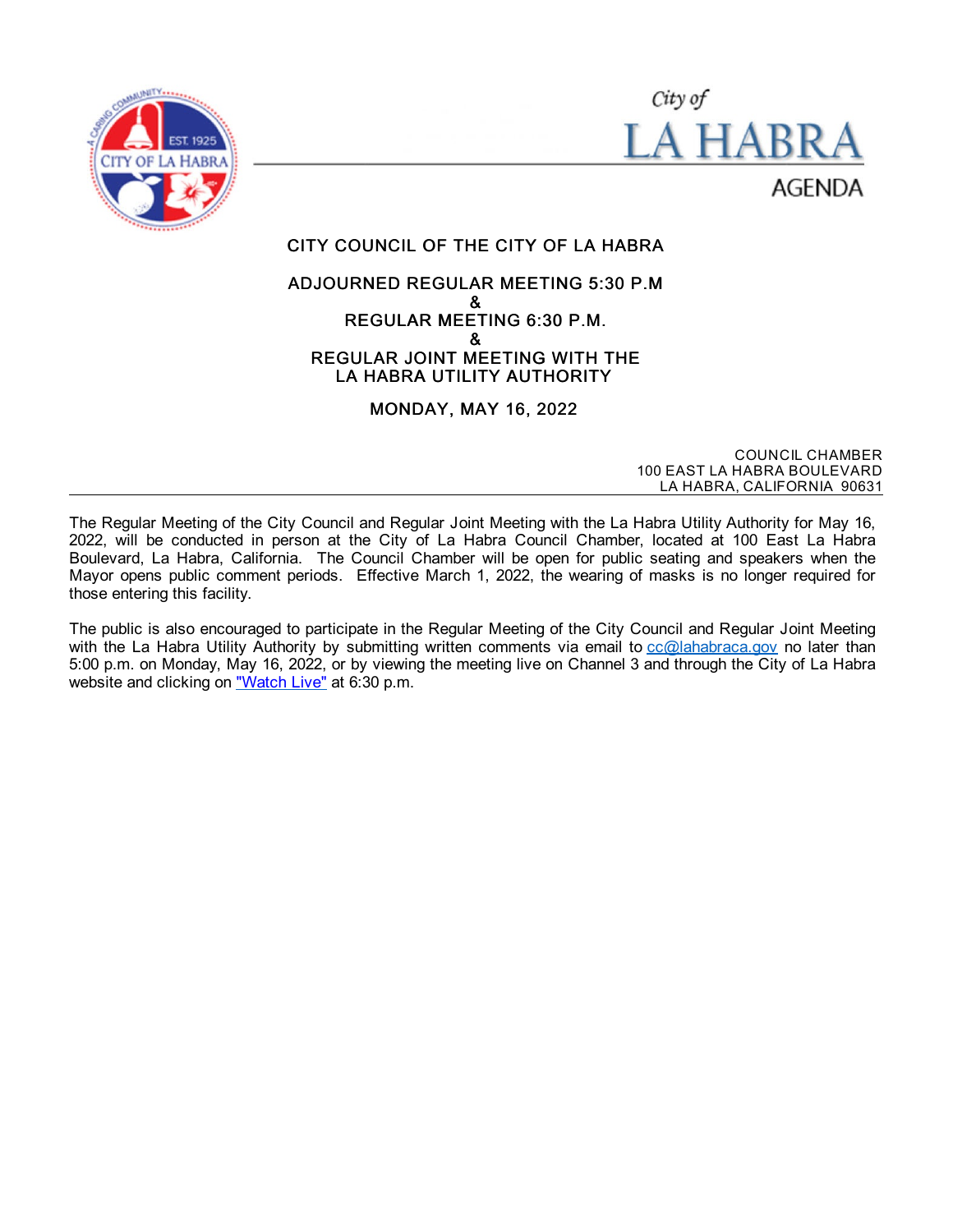City of

# LA HABRA

AGENDA

## CITY COUNCIL OF THE CITY OF LA HABRA

### ADJOURNED REGULAR MEETING 5:30 P.M
### &
### REGULAR MEETING 6:30 P.M.
### &
### REGULAR JOINT MEETING WITH THE LA HABRA UTILITY AUTHORITY

### MONDAY, MAY 16, 2022

COUNCIL CHAMBER
100 EAST LA HABRA BOULEVARD
LA HABRA, CALIFORNIA 90631

---

The Regular Meeting of the City Council and Regular Joint Meeting with the La Habra Utility Authority for May 16, 2022, will be conducted in person at the City of La Habra Council Chamber, located at 100 East La Habra Boulevard, La Habra, California. The Council Chamber will be open for public seating and speakers when the Mayor opens public comment periods. Effective March 1, 2022, the wearing of masks is no longer required for those entering this facility.

The public is also encouraged to participate in the Regular Meeting of the City Council and Regular Joint Meeting with the La Habra Utility Authority by submitting written comments via email to cc@lahabraca.gov no later than 5:00 p.m. on Monday, May 16, 2022, or by viewing the meeting live on Channel 3 and through the City of La Habra website and clicking on "Watch Live" at 6:30 p.m.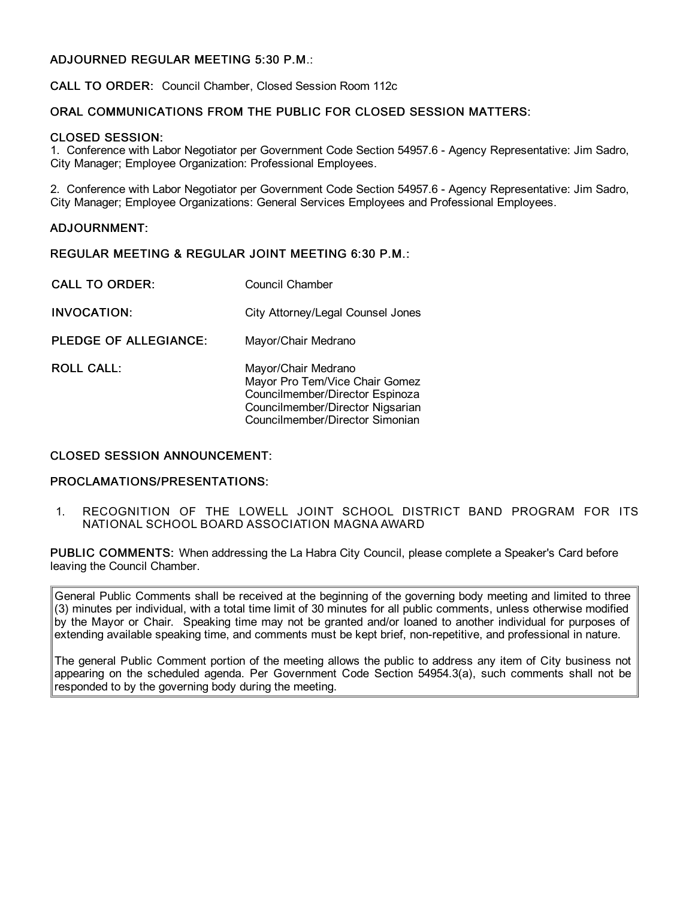**ADJOURNED REGULAR MEETING 5:30 P.M.**:

**CALL TO ORDER:** Council Chamber, Closed Session Room 112c

**ORAL COMMUNICATIONS FROM THE PUBLIC FOR CLOSED SESSION MATTERS:**

**CLOSED SESSION:**

1. Conference with Labor Negotiator per Government Code Section 54957.6 - Agency Representative: Jim Sadro, City Manager; Employee Organization: Professional Employees.

2. Conference with Labor Negotiator per Government Code Section 54957.6 - Agency Representative: Jim Sadro, City Manager; Employee Organizations: General Services Employees and Professional Employees.

**ADJOURNMENT:**

**REGULAR MEETING & REGULAR JOINT MEETING 6:30 P.M.**:

**CALL TO ORDER:** Council Chamber

**INVOCATION:** City Attorney/Legal Counsel Jones

**PLEDGE OF ALLEGIANCE:** Mayor/Chair Medrano

**ROLL CALL:**
Mayor/Chair Medrano
Mayor Pro Tem/Vice Chair Gomez
Councilmember/Director Espinoza
Councilmember/Director Nigsarian
Councilmember/Director Simonian

**CLOSED SESSION ANNOUNCEMENT:**

**PROCLAMATIONS/PRESENTATIONS:**

1. RECOGNITION OF THE LOWELL JOINT SCHOOL DISTRICT BAND PROGRAM FOR ITS NATIONAL SCHOOL BOARD ASSOCIATION MAGNA AWARD

**PUBLIC COMMENTS:** When addressing the La Habra City Council, please complete a Speaker's Card before leaving the Council Chamber.

General Public Comments shall be received at the beginning of the governing body meeting and limited to three (3) minutes per individual, with a total time limit of 30 minutes for all public comments, unless otherwise modified by the Mayor or Chair. Speaking time may not be granted and/or loaned to another individual for purposes of extending available speaking time, and comments must be kept brief, non-repetitive, and professional in nature.

The general Public Comment portion of the meeting allows the public to address any item of City business not appearing on the scheduled agenda. Per Government Code Section 54954.3(a), such comments shall not be responded to by the governing body during the meeting.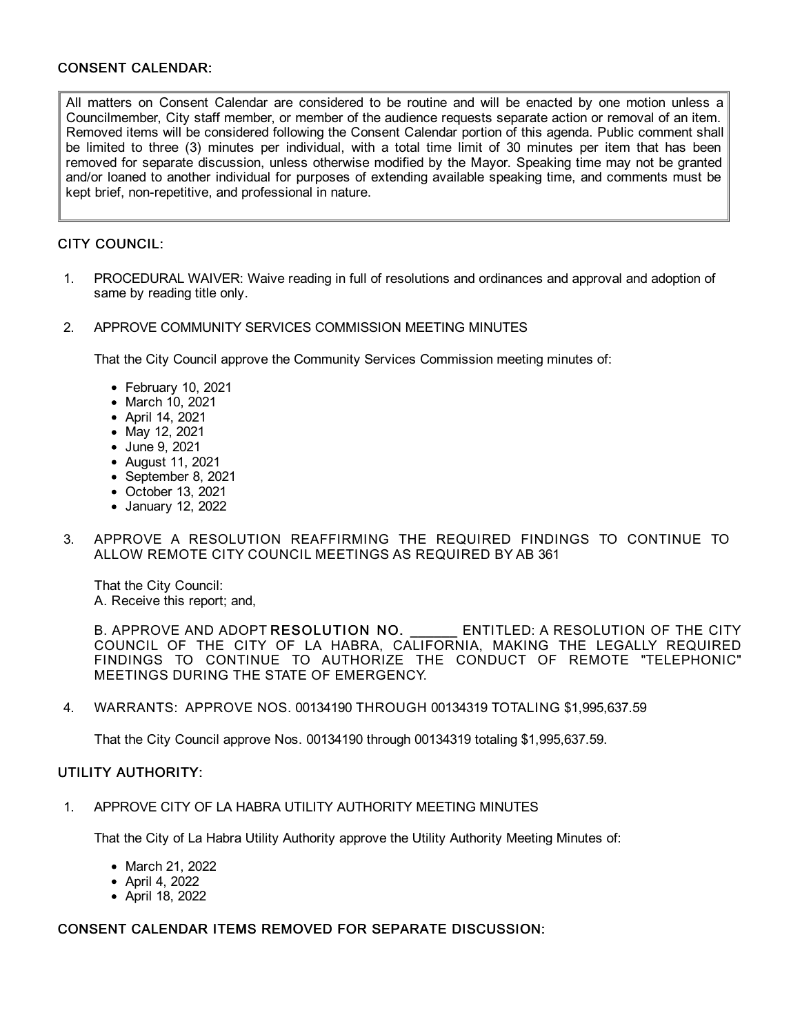## CONSENT CALENDAR:

All matters on Consent Calendar are considered to be routine and will be enacted by one motion unless a Councilmember, City staff member, or member of the audience requests separate action or removal of an item. Removed items will be considered following the Consent Calendar portion of this agenda. Public comment shall be limited to three (3) minutes per individual, with a total time limit of 30 minutes per item that has been removed for separate discussion, unless otherwise modified by the Mayor. Speaking time may not be granted and/or loaned to another individual for purposes of extending available speaking time, and comments must be kept brief, non-repetitive, and professional in nature.

## CITY COUNCIL:

1. PROCEDURAL WAIVER: Waive reading in full of resolutions and ordinances and approval and adoption of same by reading title only.

2. APPROVE COMMUNITY SERVICES COMMISSION MEETING MINUTES

   That the City Council approve the Community Services Commission meeting minutes of:

   - February 10, 2021
   - March 10, 2021
   - April 14, 2021
   - May 12, 2021
   - June 9, 2021
   - August 11, 2021
   - September 8, 2021
   - October 13, 2021
   - January 12, 2022

3. APPROVE A RESOLUTION REAFFIRMING THE REQUIRED FINDINGS TO CONTINUE TO ALLOW REMOTE CITY COUNCIL MEETINGS AS REQUIRED BY AB 361

   That the City Council:
   A. Receive this report; and,

   B. APPROVE AND ADOPT **RESOLUTION NO. \_\_\_\_\_\_** ENTITLED: A RESOLUTION OF THE CITY COUNCIL OF THE CITY OF LA HABRA, CALIFORNIA, MAKING THE LEGALLY REQUIRED FINDINGS TO CONTINUE TO AUTHORIZE THE CONDUCT OF REMOTE "TELEPHONIC" MEETINGS DURING THE STATE OF EMERGENCY.

4. WARRANTS: APPROVE NOS. 00134190 THROUGH 00134319 TOTALING $1,995,637.59

   That the City Council approve Nos. 00134190 through 00134319 totaling $1,995,637.59.

## UTILITY AUTHORITY:

1. APPROVE CITY OF LA HABRA UTILITY AUTHORITY MEETING MINUTES

   That the City of La Habra Utility Authority approve the Utility Authority Meeting Minutes of:

   - March 21, 2022
   - April 4, 2022
   - April 18, 2022

## CONSENT CALENDAR ITEMS REMOVED FOR SEPARATE DISCUSSION: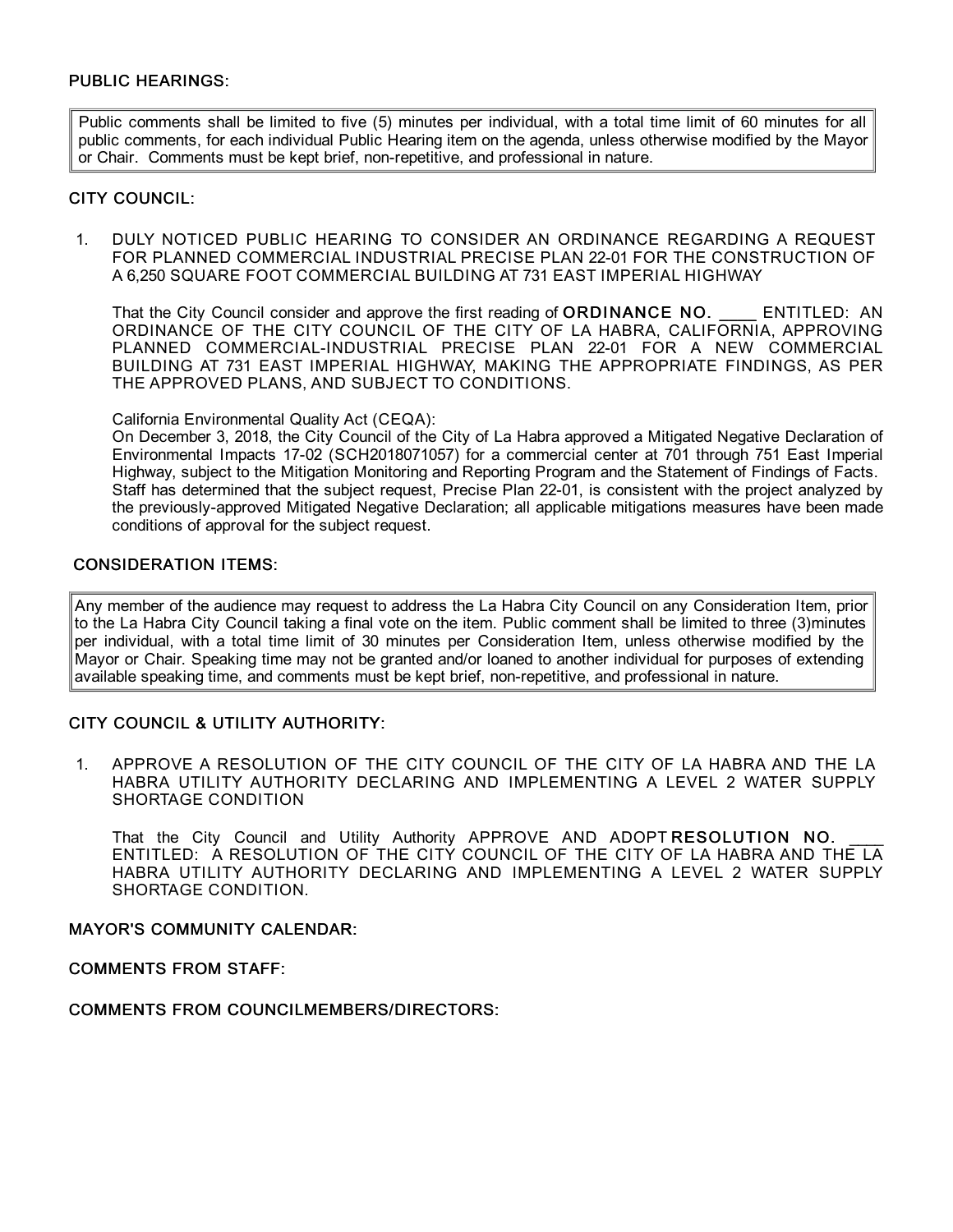## PUBLIC HEARINGS:

> Public comments shall be limited to five (5) minutes per individual, with a total time limit of 60 minutes for all public comments, for each individual Public Hearing item on the agenda, unless otherwise modified by the Mayor or Chair. Comments must be kept brief, non-repetitive, and professional in nature.

### CITY COUNCIL:

1. DULY NOTICED PUBLIC HEARING TO CONSIDER AN ORDINANCE REGARDING A REQUEST FOR PLANNED COMMERCIAL INDUSTRIAL PRECISE PLAN 22-01 FOR THE CONSTRUCTION OF A 6,250 SQUARE FOOT COMMERCIAL BUILDING AT 731 EAST IMPERIAL HIGHWAY

   That the City Council consider and approve the first reading of **ORDINANCE NO. \_\_\_\_** ENTITLED: AN ORDINANCE OF THE CITY COUNCIL OF THE CITY OF LA HABRA, CALIFORNIA, APPROVING PLANNED COMMERCIAL-INDUSTRIAL PRECISE PLAN 22-01 FOR A NEW COMMERCIAL BUILDING AT 731 EAST IMPERIAL HIGHWAY, MAKING THE APPROPRIATE FINDINGS, AS PER THE APPROVED PLANS, AND SUBJECT TO CONDITIONS.

   California Environmental Quality Act (CEQA):
   On December 3, 2018, the City Council of the City of La Habra approved a Mitigated Negative Declaration of Environmental Impacts 17-02 (SCH2018071057) for a commercial center at 701 through 751 East Imperial Highway, subject to the Mitigation Monitoring and Reporting Program and the Statement of Findings of Facts. Staff has determined that the subject request, Precise Plan 22-01, is consistent with the project analyzed by the previously-approved Mitigated Negative Declaration; all applicable mitigations measures have been made conditions of approval for the subject request.

## CONSIDERATION ITEMS:

> Any member of the audience may request to address the La Habra City Council on any Consideration Item, prior to the La Habra City Council taking a final vote on the item. Public comment shall be limited to three (3)minutes per individual, with a total time limit of 30 minutes per Consideration Item, unless otherwise modified by the Mayor or Chair. Speaking time may not be granted and/or loaned to another individual for purposes of extending available speaking time, and comments must be kept brief, non-repetitive, and professional in nature.

### CITY COUNCIL & UTILITY AUTHORITY:

1. APPROVE A RESOLUTION OF THE CITY COUNCIL OF THE CITY OF LA HABRA AND THE LA HABRA UTILITY AUTHORITY DECLARING AND IMPLEMENTING A LEVEL 2 WATER SUPPLY SHORTAGE CONDITION

   That the City Council and Utility Authority APPROVE AND ADOPT **RESOLUTION NO. \_\_\_\_** ENTITLED: A RESOLUTION OF THE CITY COUNCIL OF THE CITY OF LA HABRA AND THE LA HABRA UTILITY AUTHORITY DECLARING AND IMPLEMENTING A LEVEL 2 WATER SUPPLY SHORTAGE CONDITION.

## MAYOR'S COMMUNITY CALENDAR:

## COMMENTS FROM STAFF:

## COMMENTS FROM COUNCILMEMBERS/DIRECTORS: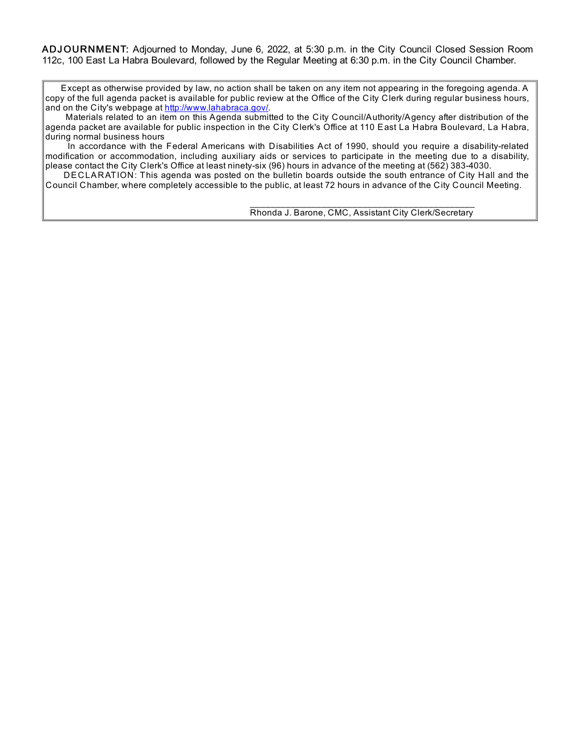**ADJOURNMENT:** Adjourned to Monday, June 6, 2022, at 5:30 p.m. in the City Council Closed Session Room 112c, 100 East La Habra Boulevard, followed by the Regular Meeting at 6:30 p.m. in the City Council Chamber.

Except as otherwise provided by law, no action shall be taken on any item not appearing in the foregoing agenda. A copy of the full agenda packet is available for public review at the Office of the City Clerk during regular business hours, and on the City's webpage at [http://www.lahabraca.gov/](http://www.lahabraca.gov/).

Materials related to an item on this Agenda submitted to the City Council/Authority/Agency after distribution of the agenda packet are available for public inspection in the City Clerk's Office at 110 East La Habra Boulevard, La Habra, during normal business hours

In accordance with the Federal Americans with Disabilities Act of 1990, should you require a disability-related modification or accommodation, including auxiliary aids or services to participate in the meeting due to a disability, please contact the City Clerk's Office at least ninety-six (96) hours in advance of the meeting at (562) 383-4030.

DECLARATION: This agenda was posted on the bulletin boards outside the south entrance of City Hall and the Council Chamber, where completely accessible to the public, at least 72 hours in advance of the City Council Meeting.

\_\_\_\_\_\_\_\_\_\_\_\_\_\_\_\_\_\_\_\_\_\_\_\_\_\_\_\_\_\_\_\_\_\_\_\_\_\_\_\_\_\_\_\_\_\_\_\_
Rhonda J. Barone, CMC, Assistant City Clerk/Secretary